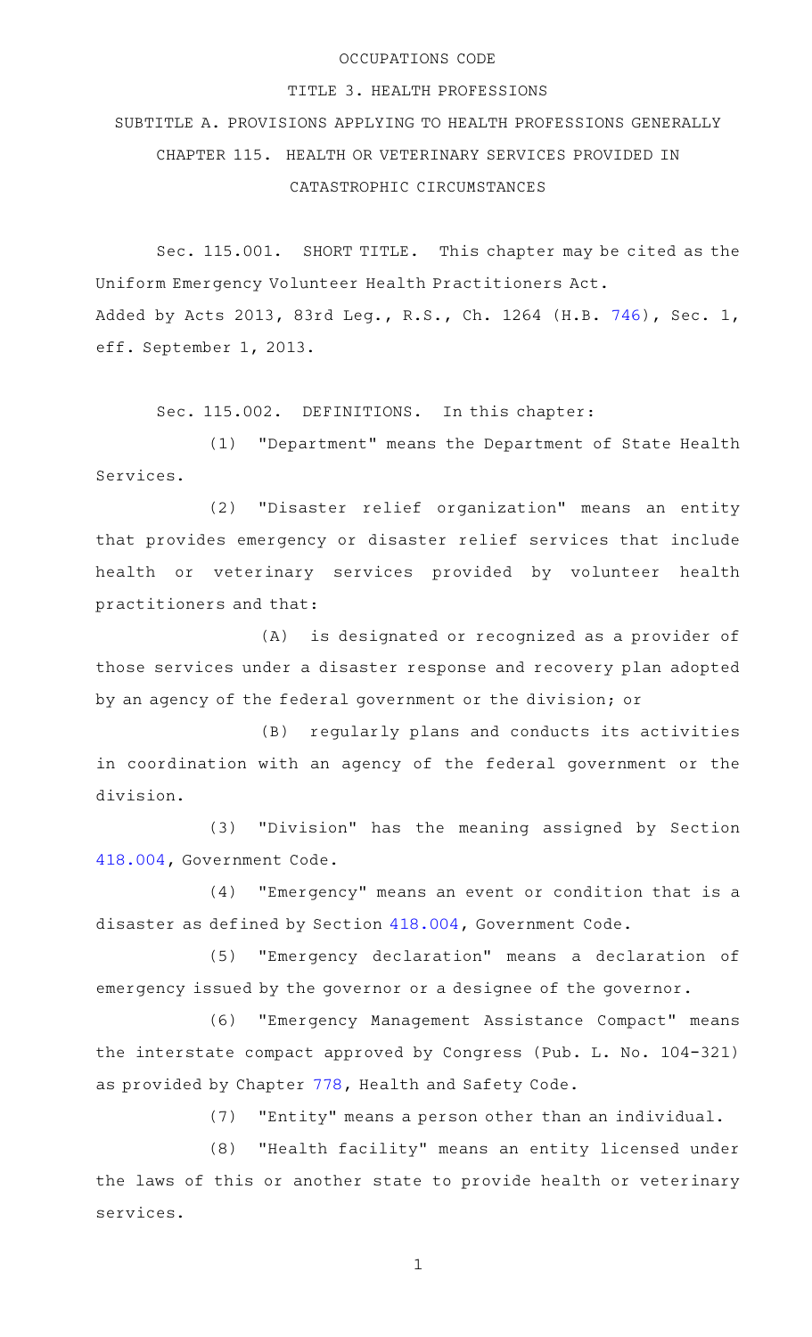OCCUPATIONS CODE

TITLE 3. HEALTH PROFESSIONS

SUBTITLE A. PROVISIONS APPLYING TO HEALTH PROFESSIONS GENERALLY

CHAPTER 115. HEALTH OR VETERINARY SERVICES PROVIDED IN CATASTROPHIC CIRCUMSTANCES

Sec. 115.001. SHORT TITLE. This chapter may be cited as the Uniform Emergency Volunteer Health Practitioners Act.
Added by Acts 2013, 83rd Leg., R.S., Ch. 1264 (H.B. 746), Sec. 1, eff. September 1, 2013.

Sec. 115.002. DEFINITIONS. In this chapter:

(1) "Department" means the Department of State Health Services.

(2) "Disaster relief organization" means an entity that provides emergency or disaster relief services that include health or veterinary services provided by volunteer health practitioners and that:

(A) is designated or recognized as a provider of those services under a disaster response and recovery plan adopted by an agency of the federal government or the division; or

(B) regularly plans and conducts its activities in coordination with an agency of the federal government or the division.

(3) "Division" has the meaning assigned by Section 418.004, Government Code.

(4) "Emergency" means an event or condition that is a disaster as defined by Section 418.004, Government Code.

(5) "Emergency declaration" means a declaration of emergency issued by the governor or a designee of the governor.

(6) "Emergency Management Assistance Compact" means the interstate compact approved by Congress (Pub. L. No. 104-321) as provided by Chapter 778, Health and Safety Code.

(7) "Entity" means a person other than an individual.

(8) "Health facility" means an entity licensed under the laws of this or another state to provide health or veterinary services.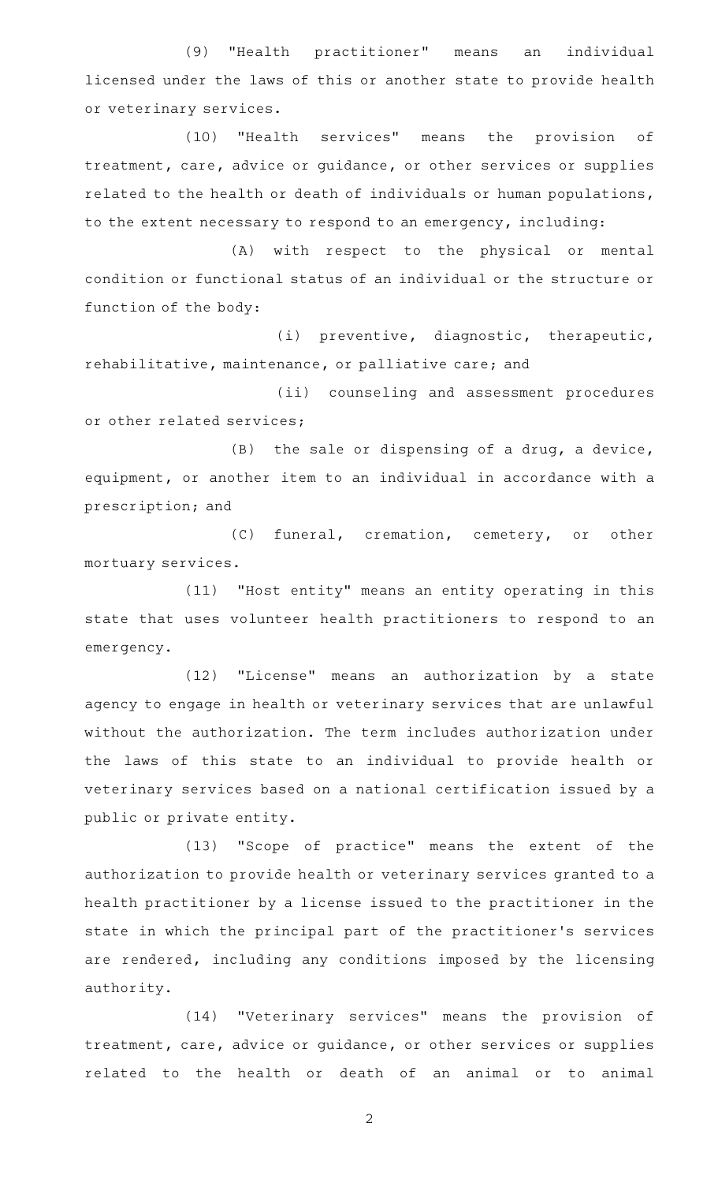(9) "Health practitioner" means an individual licensed under the laws of this or another state to provide health or veterinary services.

(10) "Health services" means the provision of treatment, care, advice or guidance, or other services or supplies related to the health or death of individuals or human populations, to the extent necessary to respond to an emergency, including:

(A) with respect to the physical or mental condition or functional status of an individual or the structure or function of the body:

(i) preventive, diagnostic, therapeutic, rehabilitative, maintenance, or palliative care; and

(ii) counseling and assessment procedures or other related services;

(B) the sale or dispensing of a drug, a device, equipment, or another item to an individual in accordance with a prescription; and

(C) funeral, cremation, cemetery, or other mortuary services.

(11) "Host entity" means an entity operating in this state that uses volunteer health practitioners to respond to an emergency.

(12) "License" means an authorization by a state agency to engage in health or veterinary services that are unlawful without the authorization. The term includes authorization under the laws of this state to an individual to provide health or veterinary services based on a national certification issued by a public or private entity.

(13) "Scope of practice" means the extent of the authorization to provide health or veterinary services granted to a health practitioner by a license issued to the practitioner in the state in which the principal part of the practitioner's services are rendered, including any conditions imposed by the licensing authority.

(14) "Veterinary services" means the provision of treatment, care, advice or guidance, or other services or supplies related to the health or death of an animal or to animal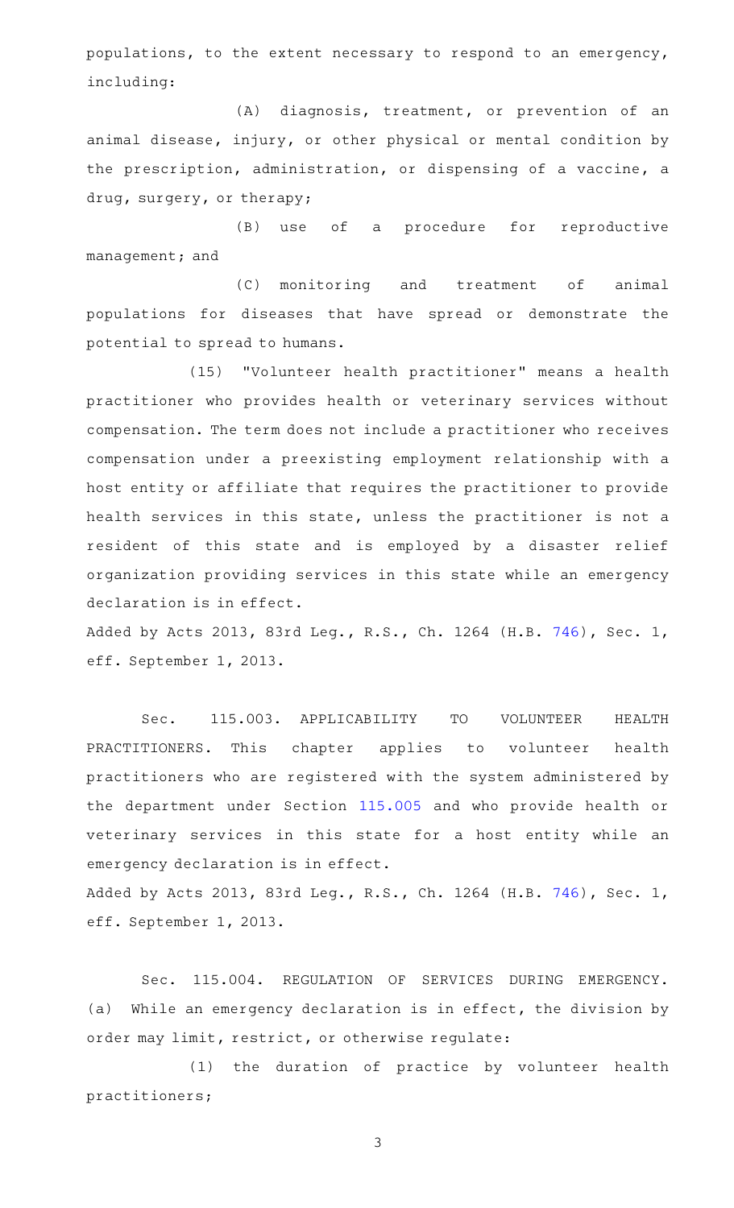populations, to the extent necessary to respond to an emergency, including:

(A) diagnosis, treatment, or prevention of an animal disease, injury, or other physical or mental condition by the prescription, administration, or dispensing of a vaccine, a drug, surgery, or therapy;

(B) use of a procedure for reproductive management; and

(C) monitoring and treatment of animal populations for diseases that have spread or demonstrate the potential to spread to humans.

(15) "Volunteer health practitioner" means a health practitioner who provides health or veterinary services without compensation. The term does not include a practitioner who receives compensation under a preexisting employment relationship with a host entity or affiliate that requires the practitioner to provide health services in this state, unless the practitioner is not a resident of this state and is employed by a disaster relief organization providing services in this state while an emergency declaration is in effect.

Added by Acts 2013, 83rd Leg., R.S., Ch. 1264 (H.B. 746), Sec. 1, eff. September 1, 2013.

Sec. 115.003. APPLICABILITY TO VOLUNTEER HEALTH PRACTITIONERS. This chapter applies to volunteer health practitioners who are registered with the system administered by the department under Section 115.005 and who provide health or veterinary services in this state for a host entity while an emergency declaration is in effect.

Added by Acts 2013, 83rd Leg., R.S., Ch. 1264 (H.B. 746), Sec. 1, eff. September 1, 2013.

Sec. 115.004. REGULATION OF SERVICES DURING EMERGENCY. (a) While an emergency declaration is in effect, the division by order may limit, restrict, or otherwise regulate:

(1) the duration of practice by volunteer health practitioners;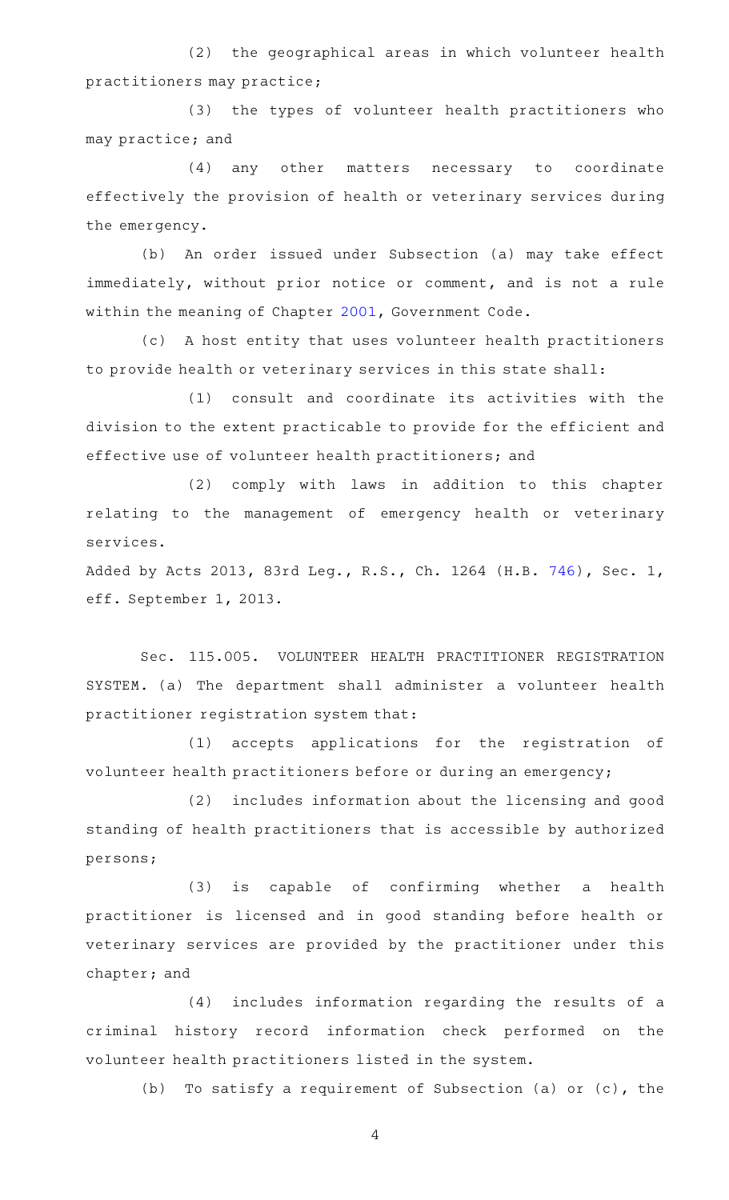(2) the geographical areas in which volunteer health practitioners may practice;

(3) the types of volunteer health practitioners who may practice; and

(4) any other matters necessary to coordinate effectively the provision of health or veterinary services during the emergency.

(b) An order issued under Subsection (a) may take effect immediately, without prior notice or comment, and is not a rule within the meaning of Chapter 2001, Government Code.

(c) A host entity that uses volunteer health practitioners to provide health or veterinary services in this state shall:

(1) consult and coordinate its activities with the division to the extent practicable to provide for the efficient and effective use of volunteer health practitioners; and

(2) comply with laws in addition to this chapter relating to the management of emergency health or veterinary services.

Added by Acts 2013, 83rd Leg., R.S., Ch. 1264 (H.B. 746), Sec. 1, eff. September 1, 2013.

Sec. 115.005. VOLUNTEER HEALTH PRACTITIONER REGISTRATION SYSTEM. (a) The department shall administer a volunteer health practitioner registration system that:

(1) accepts applications for the registration of volunteer health practitioners before or during an emergency;

(2) includes information about the licensing and good standing of health practitioners that is accessible by authorized persons;

(3) is capable of confirming whether a health practitioner is licensed and in good standing before health or veterinary services are provided by the practitioner under this chapter; and

(4) includes information regarding the results of a criminal history record information check performed on the volunteer health practitioners listed in the system.

(b) To satisfy a requirement of Subsection (a) or (c), the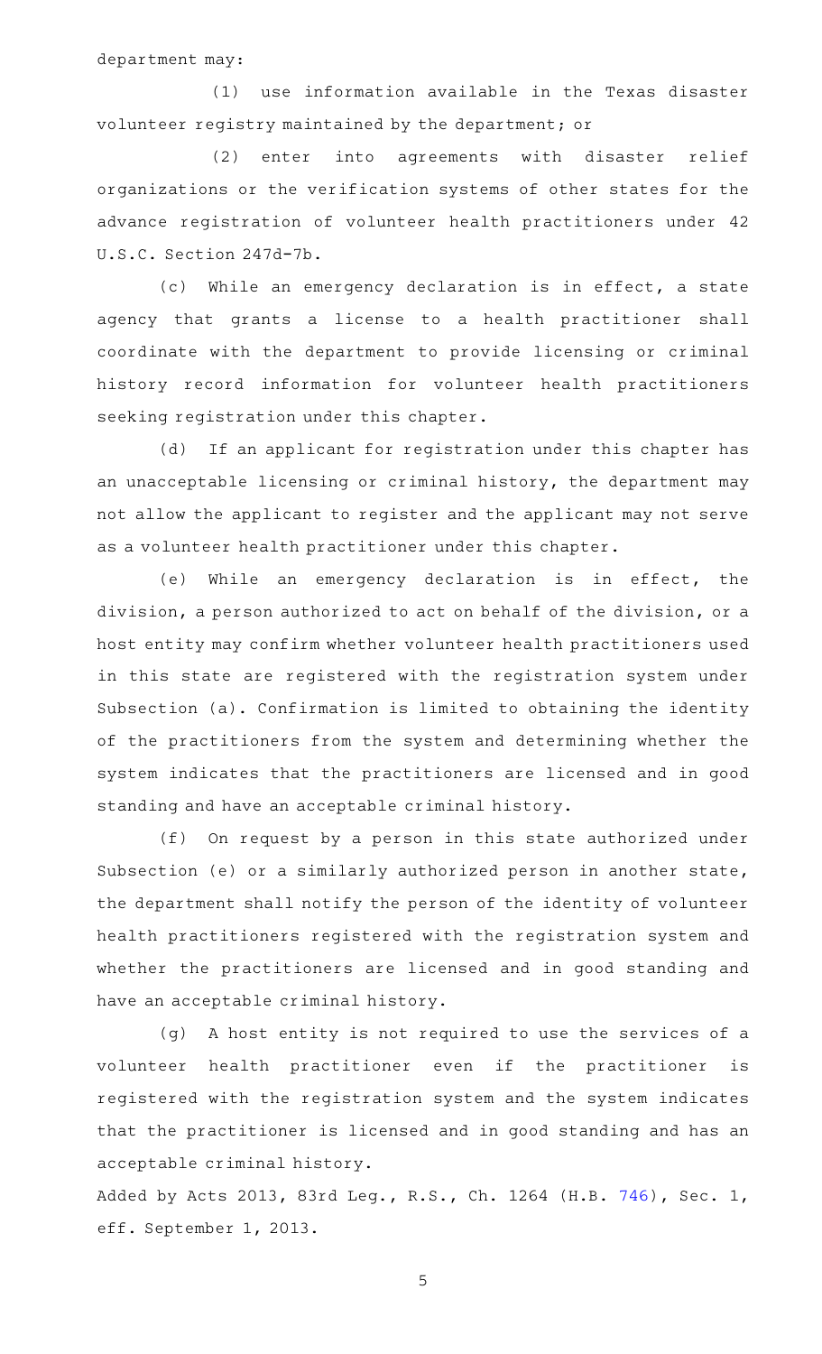department may:

(1) use information available in the Texas disaster volunteer registry maintained by the department; or

(2) enter into agreements with disaster relief organizations or the verification systems of other states for the advance registration of volunteer health practitioners under 42 U.S.C. Section 247d-7b.

(c) While an emergency declaration is in effect, a state agency that grants a license to a health practitioner shall coordinate with the department to provide licensing or criminal history record information for volunteer health practitioners seeking registration under this chapter.

(d) If an applicant for registration under this chapter has an unacceptable licensing or criminal history, the department may not allow the applicant to register and the applicant may not serve as a volunteer health practitioner under this chapter.

(e) While an emergency declaration is in effect, the division, a person authorized to act on behalf of the division, or a host entity may confirm whether volunteer health practitioners used in this state are registered with the registration system under Subsection (a). Confirmation is limited to obtaining the identity of the practitioners from the system and determining whether the system indicates that the practitioners are licensed and in good standing and have an acceptable criminal history.

(f) On request by a person in this state authorized under Subsection (e) or a similarly authorized person in another state, the department shall notify the person of the identity of volunteer health practitioners registered with the registration system and whether the practitioners are licensed and in good standing and have an acceptable criminal history.

(g) A host entity is not required to use the services of a volunteer health practitioner even if the practitioner is registered with the registration system and the system indicates that the practitioner is licensed and in good standing and has an acceptable criminal history.

Added by Acts 2013, 83rd Leg., R.S., Ch. 1264 (H.B. 746), Sec. 1, eff. September 1, 2013.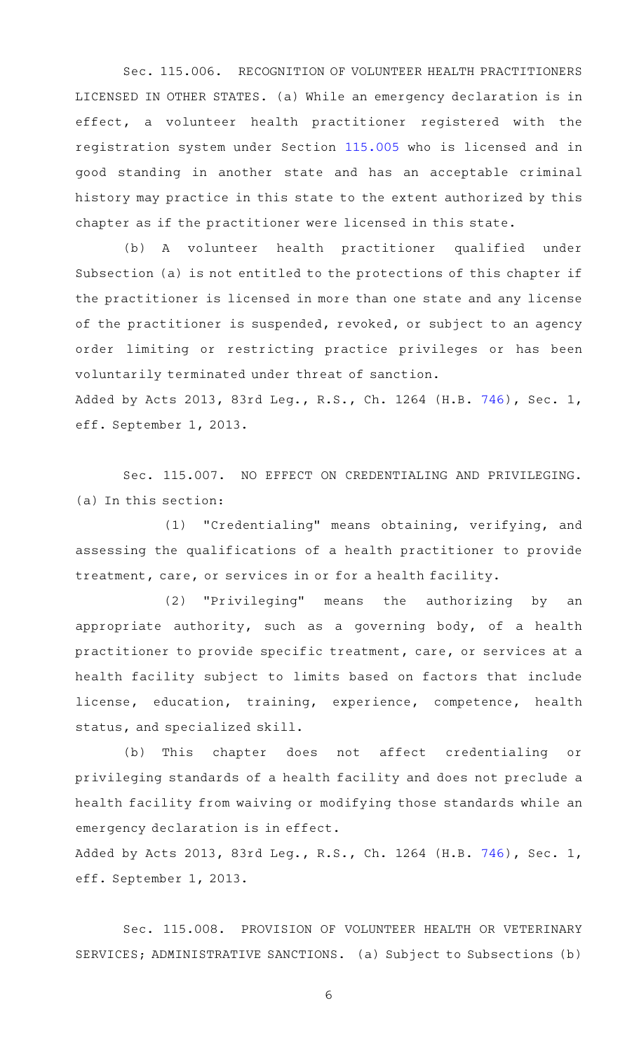Sec. 115.006. RECOGNITION OF VOLUNTEER HEALTH PRACTITIONERS LICENSED IN OTHER STATES. (a) While an emergency declaration is in effect, a volunteer health practitioner registered with the registration system under Section 115.005 who is licensed and in good standing in another state and has an acceptable criminal history may practice in this state to the extent authorized by this chapter as if the practitioner were licensed in this state.

(b) A volunteer health practitioner qualified under Subsection (a) is not entitled to the protections of this chapter if the practitioner is licensed in more than one state and any license of the practitioner is suspended, revoked, or subject to an agency order limiting or restricting practice privileges or has been voluntarily terminated under threat of sanction.

Added by Acts 2013, 83rd Leg., R.S., Ch. 1264 (H.B. 746), Sec. 1, eff. September 1, 2013.

Sec. 115.007. NO EFFECT ON CREDENTIALING AND PRIVILEGING. (a) In this section:

(1) "Credentialing" means obtaining, verifying, and assessing the qualifications of a health practitioner to provide treatment, care, or services in or for a health facility.

(2) "Privileging" means the authorizing by an appropriate authority, such as a governing body, of a health practitioner to provide specific treatment, care, or services at a health facility subject to limits based on factors that include license, education, training, experience, competence, health status, and specialized skill.

(b) This chapter does not affect credentialing or privileging standards of a health facility and does not preclude a health facility from waiving or modifying those standards while an emergency declaration is in effect.

Added by Acts 2013, 83rd Leg., R.S., Ch. 1264 (H.B. 746), Sec. 1, eff. September 1, 2013.

Sec. 115.008. PROVISION OF VOLUNTEER HEALTH OR VETERINARY SERVICES; ADMINISTRATIVE SANCTIONS. (a) Subject to Subsections (b)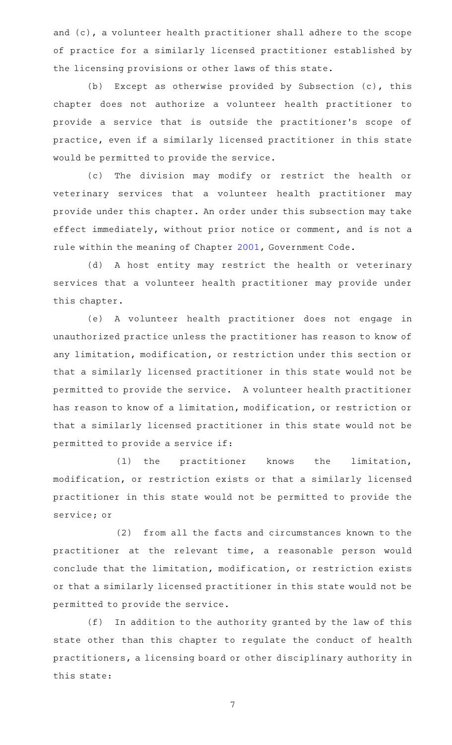and (c), a volunteer health practitioner shall adhere to the scope of practice for a similarly licensed practitioner established by the licensing provisions or other laws of this state.

(b) Except as otherwise provided by Subsection (c), this chapter does not authorize a volunteer health practitioner to provide a service that is outside the practitioner's scope of practice, even if a similarly licensed practitioner in this state would be permitted to provide the service.

(c) The division may modify or restrict the health or veterinary services that a volunteer health practitioner may provide under this chapter. An order under this subsection may take effect immediately, without prior notice or comment, and is not a rule within the meaning of Chapter 2001, Government Code.

(d) A host entity may restrict the health or veterinary services that a volunteer health practitioner may provide under this chapter.

(e) A volunteer health practitioner does not engage in unauthorized practice unless the practitioner has reason to know of any limitation, modification, or restriction under this section or that a similarly licensed practitioner in this state would not be permitted to provide the service. A volunteer health practitioner has reason to know of a limitation, modification, or restriction or that a similarly licensed practitioner in this state would not be permitted to provide a service if:

(1) the practitioner knows the limitation, modification, or restriction exists or that a similarly licensed practitioner in this state would not be permitted to provide the service; or

(2) from all the facts and circumstances known to the practitioner at the relevant time, a reasonable person would conclude that the limitation, modification, or restriction exists or that a similarly licensed practitioner in this state would not be permitted to provide the service.

(f) In addition to the authority granted by the law of this state other than this chapter to regulate the conduct of health practitioners, a licensing board or other disciplinary authority in this state: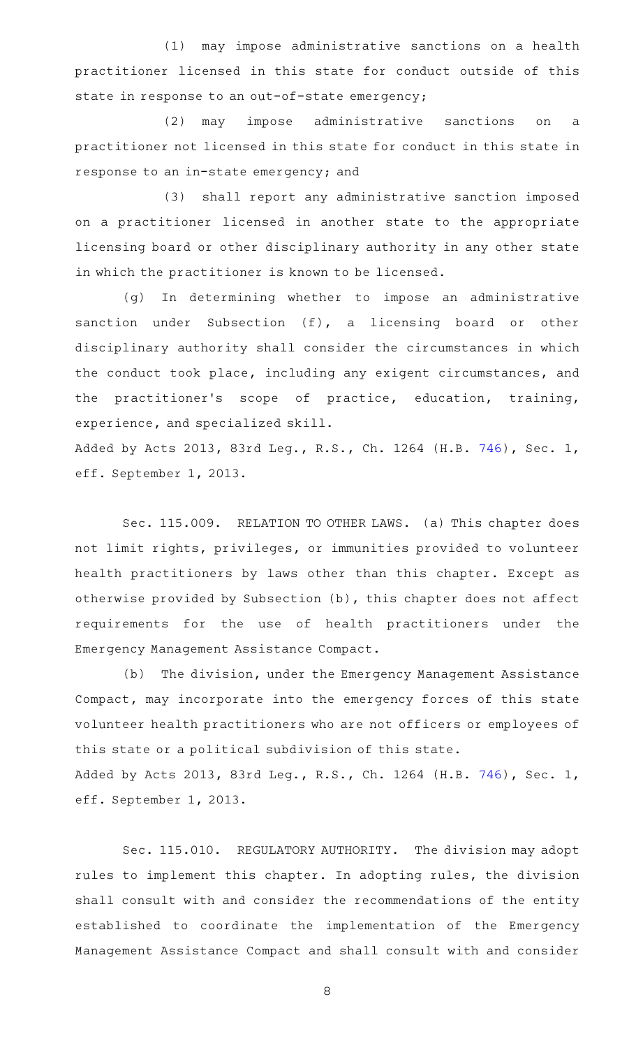(1) may impose administrative sanctions on a health practitioner licensed in this state for conduct outside of this state in response to an out-of-state emergency;

(2) may impose administrative sanctions on a practitioner not licensed in this state for conduct in this state in response to an in-state emergency; and

(3) shall report any administrative sanction imposed on a practitioner licensed in another state to the appropriate licensing board or other disciplinary authority in any other state in which the practitioner is known to be licensed.

(g) In determining whether to impose an administrative sanction under Subsection (f), a licensing board or other disciplinary authority shall consider the circumstances in which the conduct took place, including any exigent circumstances, and the practitioner's scope of practice, education, training, experience, and specialized skill.

Added by Acts 2013, 83rd Leg., R.S., Ch. 1264 (H.B. 746), Sec. 1, eff. September 1, 2013.

Sec. 115.009. RELATION TO OTHER LAWS. (a) This chapter does not limit rights, privileges, or immunities provided to volunteer health practitioners by laws other than this chapter. Except as otherwise provided by Subsection (b), this chapter does not affect requirements for the use of health practitioners under the Emergency Management Assistance Compact.

(b) The division, under the Emergency Management Assistance Compact, may incorporate into the emergency forces of this state volunteer health practitioners who are not officers or employees of this state or a political subdivision of this state.

Added by Acts 2013, 83rd Leg., R.S., Ch. 1264 (H.B. 746), Sec. 1, eff. September 1, 2013.

Sec. 115.010. REGULATORY AUTHORITY. The division may adopt rules to implement this chapter. In adopting rules, the division shall consult with and consider the recommendations of the entity established to coordinate the implementation of the Emergency Management Assistance Compact and shall consult with and consider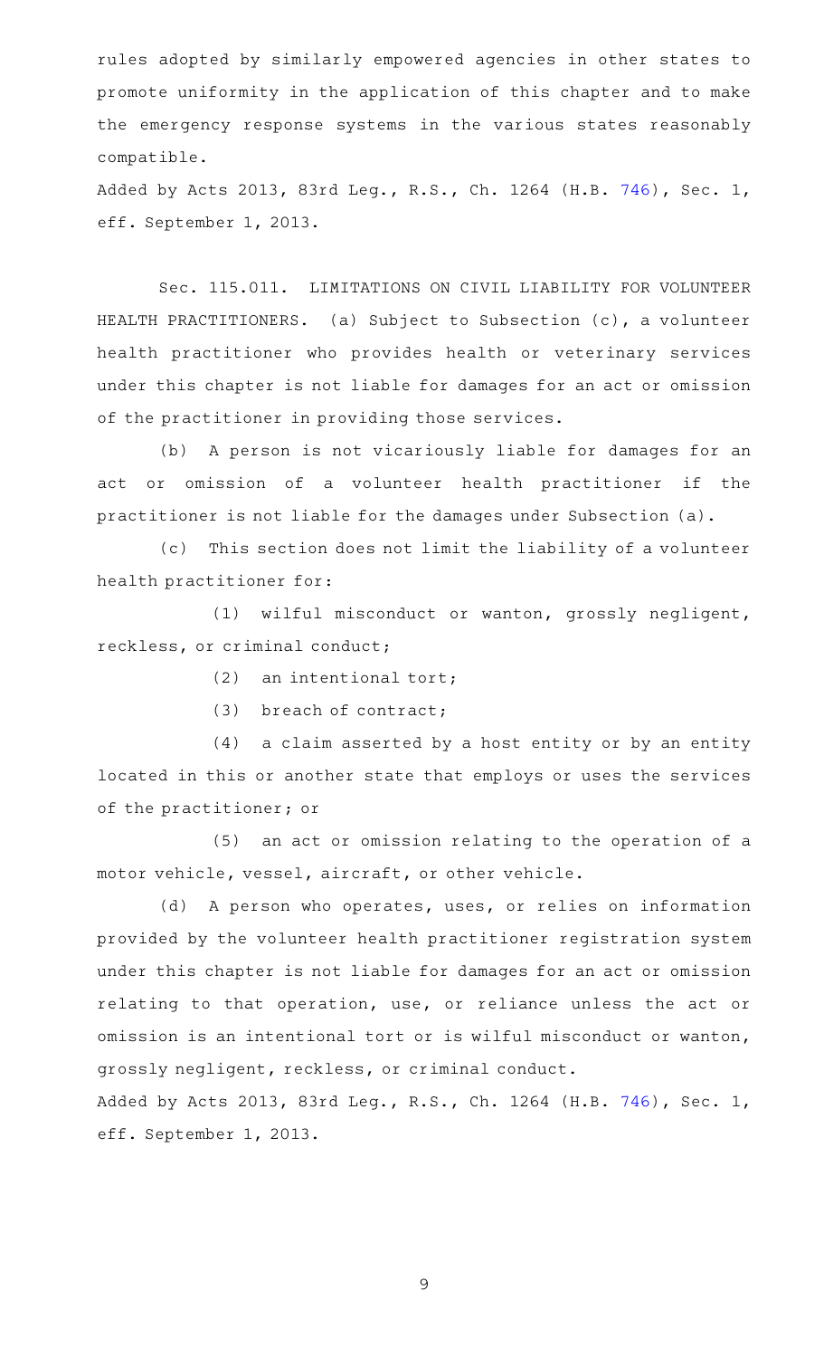rules adopted by similarly empowered agencies in other states to promote uniformity in the application of this chapter and to make the emergency response systems in the various states reasonably compatible.

Added by Acts 2013, 83rd Leg., R.S., Ch. 1264 (H.B. 746), Sec. 1, eff. September 1, 2013.

Sec. 115.011. LIMITATIONS ON CIVIL LIABILITY FOR VOLUNTEER HEALTH PRACTITIONERS. (a) Subject to Subsection (c), a volunteer health practitioner who provides health or veterinary services under this chapter is not liable for damages for an act or omission of the practitioner in providing those services.

(b) A person is not vicariously liable for damages for an act or omission of a volunteer health practitioner if the practitioner is not liable for the damages under Subsection (a).

(c) This section does not limit the liability of a volunteer health practitioner for:

(1) wilful misconduct or wanton, grossly negligent, reckless, or criminal conduct;

(2) an intentional tort;

(3) breach of contract;

(4) a claim asserted by a host entity or by an entity located in this or another state that employs or uses the services of the practitioner; or

(5) an act or omission relating to the operation of a motor vehicle, vessel, aircraft, or other vehicle.

(d) A person who operates, uses, or relies on information provided by the volunteer health practitioner registration system under this chapter is not liable for damages for an act or omission relating to that operation, use, or reliance unless the act or omission is an intentional tort or is wilful misconduct or wanton, grossly negligent, reckless, or criminal conduct.

Added by Acts 2013, 83rd Leg., R.S., Ch. 1264 (H.B. 746), Sec. 1, eff. September 1, 2013.